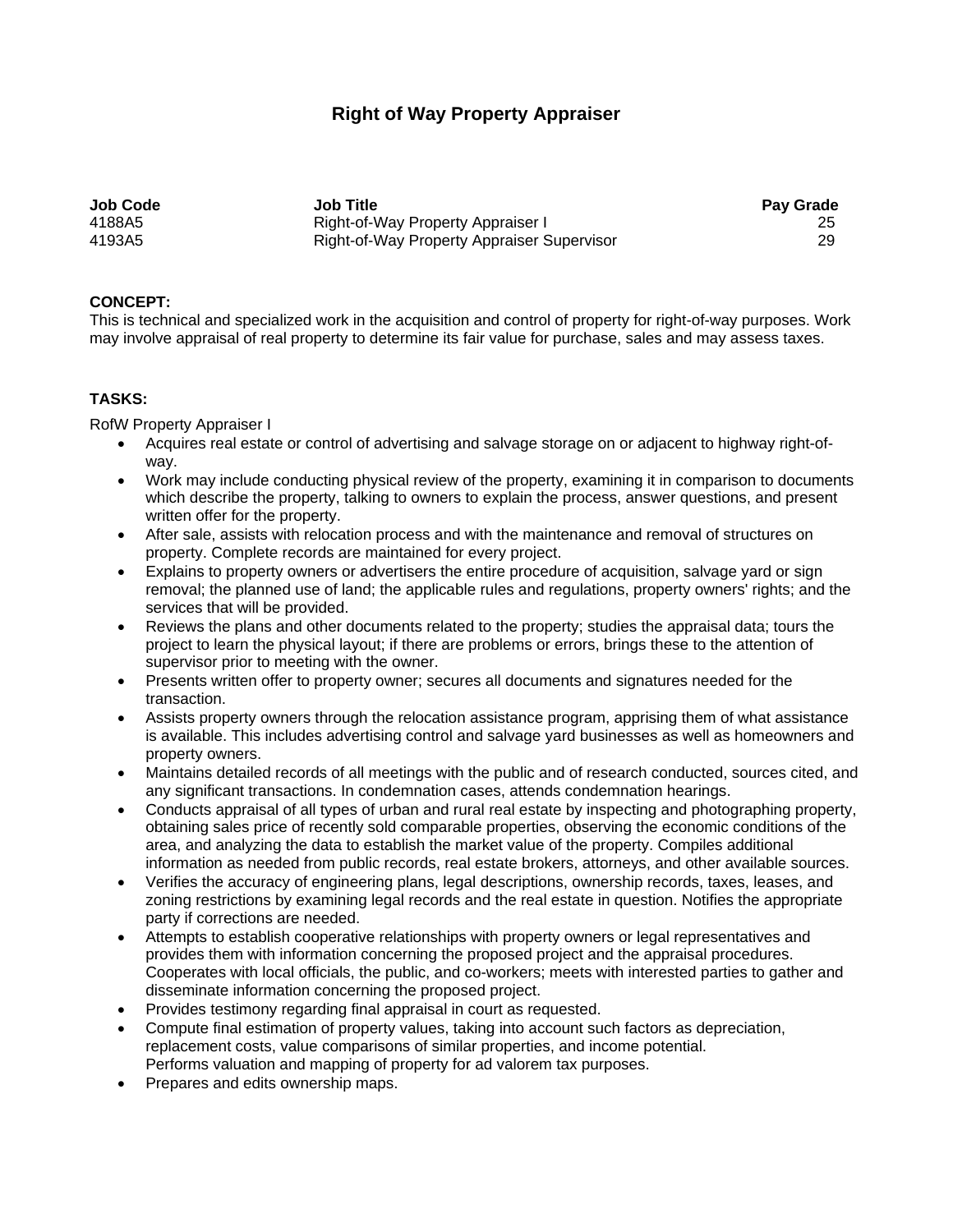# Right of Way Property Appraiser

| Job Code | Job Title | Pay Grade |
| --- | --- | --- |
| 4188A5 | Right-of-Way Property Appraiser I | 25 |
| 4193A5 | Right-of-Way Property Appraiser Supervisor | 29 |

**CONCEPT:**
This is technical and specialized work in the acquisition and control of property for right-of-way purposes. Work may involve appraisal of real property to determine its fair value for purchase, sales and may assess taxes.

**TASKS:**

RofW Property Appraiser I

- Acquires real estate or control of advertising and salvage storage on or adjacent to highway right-of-way.
- Work may include conducting physical review of the property, examining it in comparison to documents which describe the property, talking to owners to explain the process, answer questions, and present written offer for the property.
- After sale, assists with relocation process and with the maintenance and removal of structures on property. Complete records are maintained for every project.
- Explains to property owners or advertisers the entire procedure of acquisition, salvage yard or sign removal; the planned use of land; the applicable rules and regulations, property owners' rights; and the services that will be provided.
- Reviews the plans and other documents related to the property; studies the appraisal data; tours the project to learn the physical layout; if there are problems or errors, brings these to the attention of supervisor prior to meeting with the owner.
- Presents written offer to property owner; secures all documents and signatures needed for the transaction.
- Assists property owners through the relocation assistance program, apprising them of what assistance is available. This includes advertising control and salvage yard businesses as well as homeowners and property owners.
- Maintains detailed records of all meetings with the public and of research conducted, sources cited, and any significant transactions. In condemnation cases, attends condemnation hearings.
- Conducts appraisal of all types of urban and rural real estate by inspecting and photographing property, obtaining sales price of recently sold comparable properties, observing the economic conditions of the area, and analyzing the data to establish the market value of the property. Compiles additional information as needed from public records, real estate brokers, attorneys, and other available sources.
- Verifies the accuracy of engineering plans, legal descriptions, ownership records, taxes, leases, and zoning restrictions by examining legal records and the real estate in question. Notifies the appropriate party if corrections are needed.
- Attempts to establish cooperative relationships with property owners or legal representatives and provides them with information concerning the proposed project and the appraisal procedures. Cooperates with local officials, the public, and co-workers; meets with interested parties to gather and disseminate information concerning the proposed project.
- Provides testimony regarding final appraisal in court as requested.
- Compute final estimation of property values, taking into account such factors as depreciation, replacement costs, value comparisons of similar properties, and income potential.
  Performs valuation and mapping of property for ad valorem tax purposes.
- Prepares and edits ownership maps.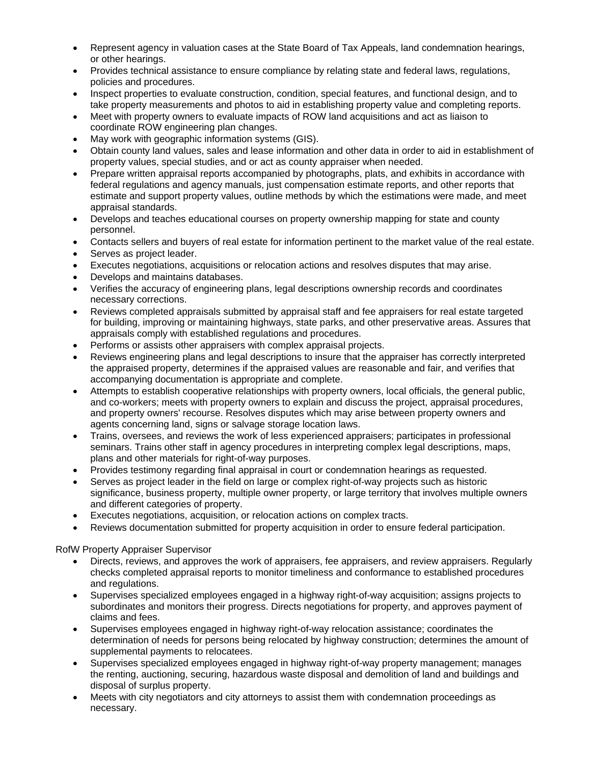- Represent agency in valuation cases at the State Board of Tax Appeals, land condemnation hearings, or other hearings.
- Provides technical assistance to ensure compliance by relating state and federal laws, regulations, policies and procedures.
- Inspect properties to evaluate construction, condition, special features, and functional design, and to take property measurements and photos to aid in establishing property value and completing reports.
- Meet with property owners to evaluate impacts of ROW land acquisitions and act as liaison to coordinate ROW engineering plan changes.
- May work with geographic information systems (GIS).
- Obtain county land values, sales and lease information and other data in order to aid in establishment of property values, special studies, and or act as county appraiser when needed.
- Prepare written appraisal reports accompanied by photographs, plats, and exhibits in accordance with federal regulations and agency manuals, just compensation estimate reports, and other reports that estimate and support property values, outline methods by which the estimations were made, and meet appraisal standards.
- Develops and teaches educational courses on property ownership mapping for state and county personnel.
- Contacts sellers and buyers of real estate for information pertinent to the market value of the real estate.
- Serves as project leader.
- Executes negotiations, acquisitions or relocation actions and resolves disputes that may arise.
- Develops and maintains databases.
- Verifies the accuracy of engineering plans, legal descriptions ownership records and coordinates necessary corrections.
- Reviews completed appraisals submitted by appraisal staff and fee appraisers for real estate targeted for building, improving or maintaining highways, state parks, and other preservative areas. Assures that appraisals comply with established regulations and procedures.
- Performs or assists other appraisers with complex appraisal projects.
- Reviews engineering plans and legal descriptions to insure that the appraiser has correctly interpreted the appraised property, determines if the appraised values are reasonable and fair, and verifies that accompanying documentation is appropriate and complete.
- Attempts to establish cooperative relationships with property owners, local officials, the general public, and co-workers; meets with property owners to explain and discuss the project, appraisal procedures, and property owners' recourse. Resolves disputes which may arise between property owners and agents concerning land, signs or salvage storage location laws.
- Trains, oversees, and reviews the work of less experienced appraisers; participates in professional seminars. Trains other staff in agency procedures in interpreting complex legal descriptions, maps, plans and other materials for right-of-way purposes.
- Provides testimony regarding final appraisal in court or condemnation hearings as requested.
- Serves as project leader in the field on large or complex right-of-way projects such as historic significance, business property, multiple owner property, or large territory that involves multiple owners and different categories of property.
- Executes negotiations, acquisition, or relocation actions on complex tracts.
- Reviews documentation submitted for property acquisition in order to ensure federal participation.

RofW Property Appraiser Supervisor

- Directs, reviews, and approves the work of appraisers, fee appraisers, and review appraisers. Regularly checks completed appraisal reports to monitor timeliness and conformance to established procedures and regulations.
- Supervises specialized employees engaged in a highway right-of-way acquisition; assigns projects to subordinates and monitors their progress. Directs negotiations for property, and approves payment of claims and fees.
- Supervises employees engaged in highway right-of-way relocation assistance; coordinates the determination of needs for persons being relocated by highway construction; determines the amount of supplemental payments to relocatees.
- Supervises specialized employees engaged in highway right-of-way property management; manages the renting, auctioning, securing, hazardous waste disposal and demolition of land and buildings and disposal of surplus property.
- Meets with city negotiators and city attorneys to assist them with condemnation proceedings as necessary.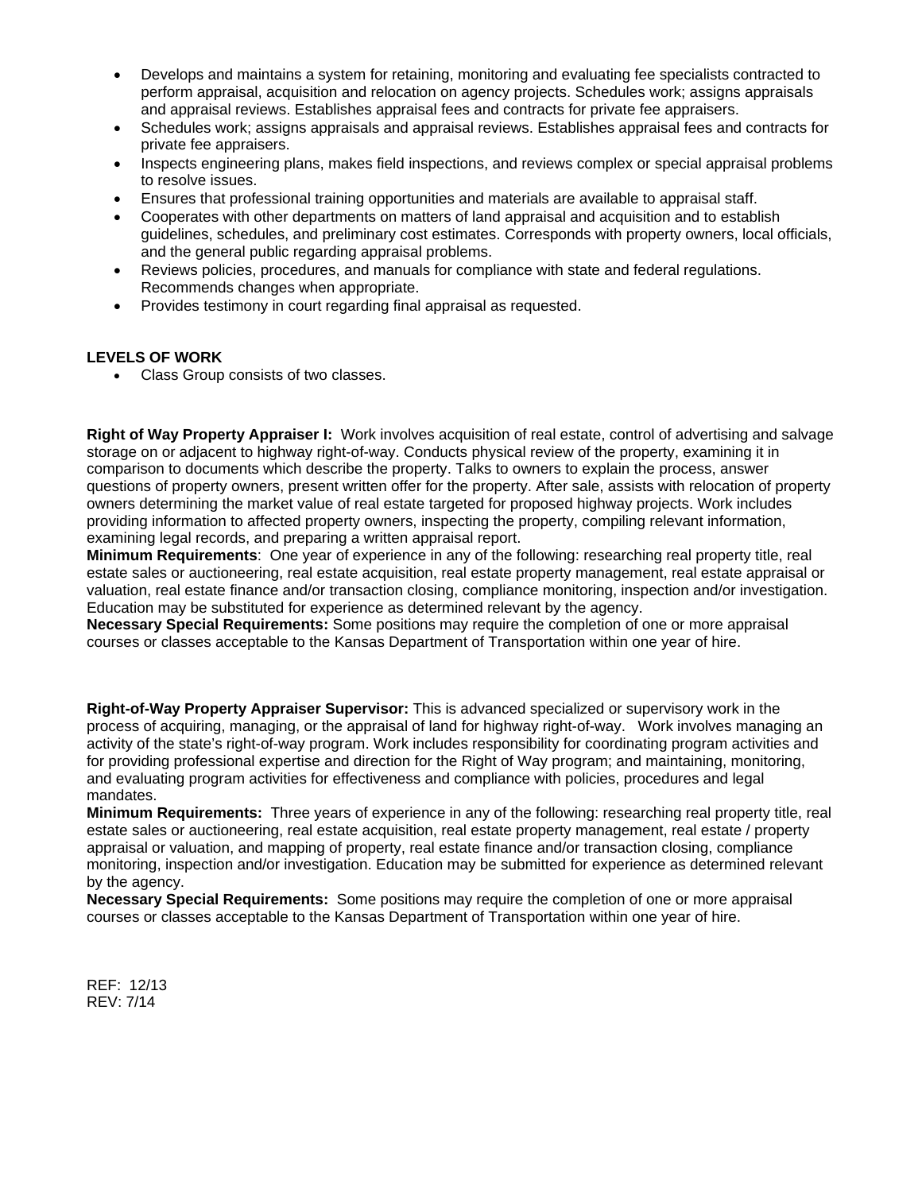- Develops and maintains a system for retaining, monitoring and evaluating fee specialists contracted to perform appraisal, acquisition and relocation on agency projects. Schedules work; assigns appraisals and appraisal reviews. Establishes appraisal fees and contracts for private fee appraisers.
- Schedules work; assigns appraisals and appraisal reviews. Establishes appraisal fees and contracts for private fee appraisers.
- Inspects engineering plans, makes field inspections, and reviews complex or special appraisal problems to resolve issues.
- Ensures that professional training opportunities and materials are available to appraisal staff.
- Cooperates with other departments on matters of land appraisal and acquisition and to establish guidelines, schedules, and preliminary cost estimates. Corresponds with property owners, local officials, and the general public regarding appraisal problems.
- Reviews policies, procedures, and manuals for compliance with state and federal regulations. Recommends changes when appropriate.
- Provides testimony in court regarding final appraisal as requested.

**LEVELS OF WORK**

- Class Group consists of two classes.

**Right of Way Property Appraiser I:** Work involves acquisition of real estate, control of advertising and salvage storage on or adjacent to highway right-of-way. Conducts physical review of the property, examining it in comparison to documents which describe the property. Talks to owners to explain the process, answer questions of property owners, present written offer for the property. After sale, assists with relocation of property owners determining the market value of real estate targeted for proposed highway projects. Work includes providing information to affected property owners, inspecting the property, compiling relevant information, examining legal records, and preparing a written appraisal report.
**Minimum Requirements**: One year of experience in any of the following: researching real property title, real estate sales or auctioneering, real estate acquisition, real estate property management, real estate appraisal or valuation, real estate finance and/or transaction closing, compliance monitoring, inspection and/or investigation. Education may be substituted for experience as determined relevant by the agency.
**Necessary Special Requirements:** Some positions may require the completion of one or more appraisal courses or classes acceptable to the Kansas Department of Transportation within one year of hire.

**Right-of-Way Property Appraiser Supervisor:** This is advanced specialized or supervisory work in the process of acquiring, managing, or the appraisal of land for highway right-of-way. Work involves managing an activity of the state's right-of-way program. Work includes responsibility for coordinating program activities and for providing professional expertise and direction for the Right of Way program; and maintaining, monitoring, and evaluating program activities for effectiveness and compliance with policies, procedures and legal mandates.
**Minimum Requirements:** Three years of experience in any of the following: researching real property title, real estate sales or auctioneering, real estate acquisition, real estate property management, real estate / property appraisal or valuation, and mapping of property, real estate finance and/or transaction closing, compliance monitoring, inspection and/or investigation. Education may be submitted for experience as determined relevant by the agency.
**Necessary Special Requirements:** Some positions may require the completion of one or more appraisal courses or classes acceptable to the Kansas Department of Transportation within one year of hire.

REF: 12/13
REV: 7/14